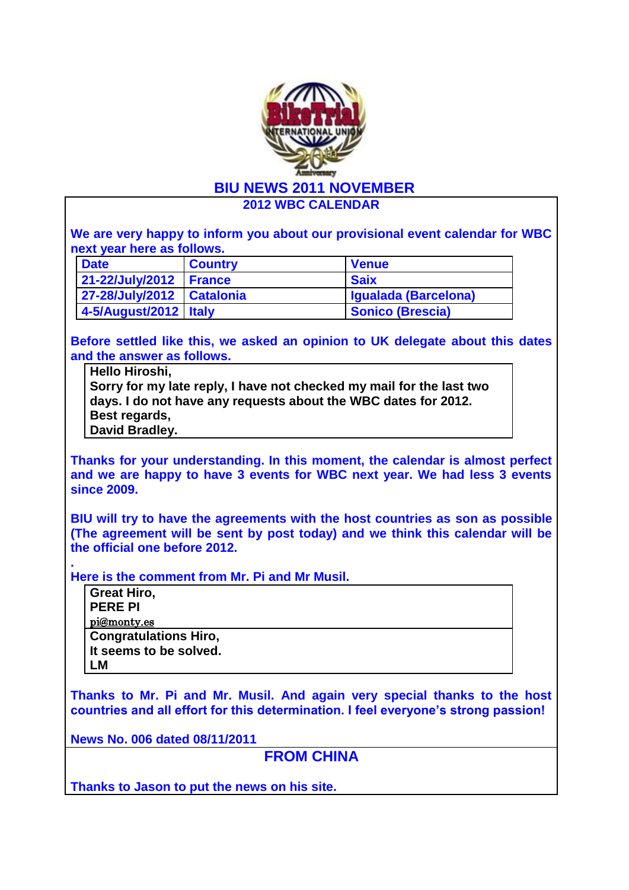# BIU NEWS 2011 NOVEMBER

## 2012 WBC CALENDAR

**We are very happy to inform you about our provisional event calendar for WBC next year here as follows.**

| Date | Country | Venue |
|---|---|---|
| 21-22/July/2012 | France | Saix |
| 27-28/July/2012 | Catalonia | Igualada (Barcelona) |
| 4-5/August/2012 | Italy | Sonico (Brescia) |

**Before settled like this, we asked an opinion to UK delegate about this dates and the answer as follows.**

> **Hello Hiroshi,**
> **Sorry for my late reply, I have not checked my mail for the last two days. I do not have any requests about the WBC dates for 2012.**
> **Best regards,**
> **David Bradley.**

**Thanks for your understanding. In this moment, the calendar is almost perfect and we are happy to have 3 events for WBC next year. We had less 3 events since 2009.**

**BIU will try to have the agreements with the host countries as son as possible (The agreement will be sent by post today) and we think this calendar will be the official one before 2012.**

.

**Here is the comment from Mr. Pi and Mr Musil.**

> **Great Hiro,**
> **PERE PI**
> pi@monty.es

> **Congratulations Hiro,**
> **It seems to be solved.**
> **LM**

**Thanks to Mr. Pi and Mr. Musil. And again very special thanks to the host countries and all effort for this determination. I feel everyone's strong passion!**

**News No. 006 dated 08/11/2011**

## FROM CHINA

**Thanks to Jason to put the news on his site.**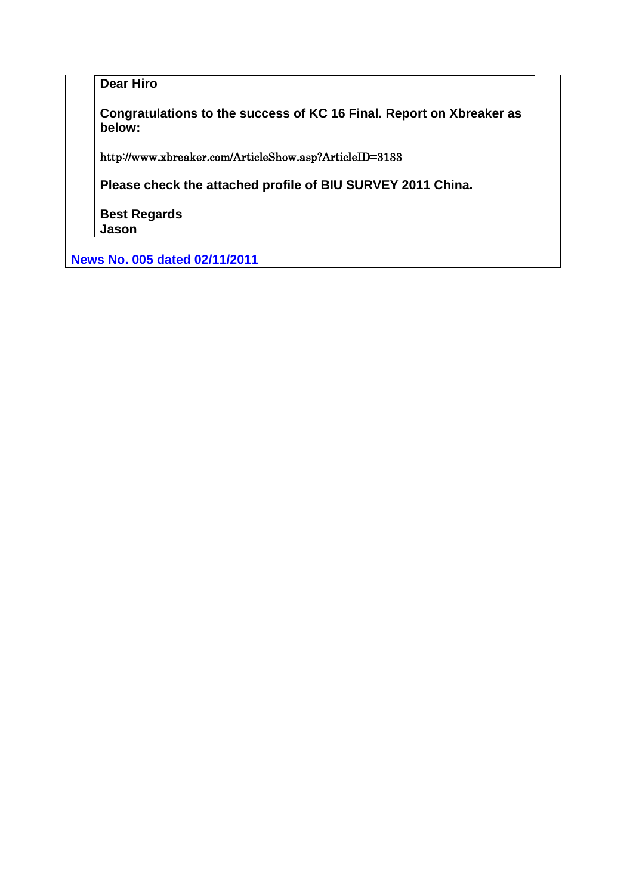**Dear Hiro**

**Congratulations to the success of KC 16 Final. Report on Xbreaker as below:**

http://www.xbreaker.com/ArticleShow.asp?ArticleID=3133

**Please check the attached profile of BIU SURVEY 2011 China.**

**Best Regards**
**Jason**

**News No. 005 dated 02/11/2011**